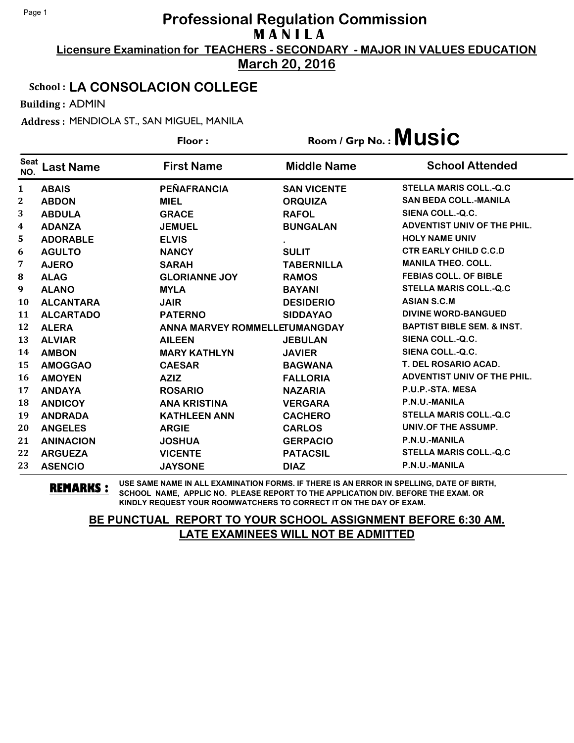# Professional Regulation Commission
## M A N I L A

**Licensure Examination for TEACHERS - SECONDARY - MAJOR IN VALUES EDUCATION**

**March 20, 2016**

**School : LA CONSOLACION COLLEGE**

**Building :** ADMIN

**Address :** MENDIOLA ST., SAN MIGUEL, MANILA

**Floor :** 

**Room / Grp No. : Music**

| Seat NO. | Last Name | First Name | Middle Name | School Attended |
|---|---|---|---|---|
| 1 | ABAIS | PEÑAFRANCIA | SAN VICENTE | STELLA MARIS COLL.-Q.C |
| 2 | ABDON | MIEL | ORQUIZA | SAN BEDA COLL.-MANILA |
| 3 | ABDULA | GRACE | RAFOL | SIENA COLL.-Q.C. |
| 4 | ADANZA | JEMUEL | BUNGALAN | ADVENTIST UNIV OF THE PHIL. |
| 5 | ADORABLE | ELVIS | . | HOLY NAME UNIV |
| 6 | AGULTO | NANCY | SULIT | CTR EARLY CHILD C.C.D |
| 7 | AJERO | SARAH | TABERNILLA | MANILA THEO. COLL. |
| 8 | ALAG | GLORIANNE JOY | RAMOS | FEBIAS COLL. OF BIBLE |
| 9 | ALANO | MYLA | BAYANI | STELLA MARIS COLL.-Q.C |
| 10 | ALCANTARA | JAIR | DESIDERIO | ASIAN S.C.M |
| 11 | ALCARTADO | PATERNO | SIDDAYAO | DIVINE WORD-BANGUED |
| 12 | ALERA | ANNA MARVEY ROMMELLE | TUMANGDAY | BAPTIST BIBLE SEM. & INST. |
| 13 | ALVIAR | AILEEN | JEBULAN | SIENA COLL.-Q.C. |
| 14 | AMBON | MARY KATHLYN | JAVIER | SIENA COLL.-Q.C. |
| 15 | AMOGGAO | CAESAR | BAGWANA | T. DEL ROSARIO ACAD. |
| 16 | AMOYEN | AZIZ | FALLORIA | ADVENTIST UNIV OF THE PHIL. |
| 17 | ANDAYA | ROSARIO | NAZARIA | P.U.P.-STA. MESA |
| 18 | ANDICOY | ANA KRISTINA | VERGARA | P.N.U.-MANILA |
| 19 | ANDRADA | KATHLEEN ANN | CACHERO | STELLA MARIS COLL.-Q.C |
| 20 | ANGELES | ARGIE | CARLOS | UNIV.OF THE ASSUMP. |
| 21 | ANINACION | JOSHUA | GERPACIO | P.N.U.-MANILA |
| 22 | ARGUEZA | VICENTE | PATACSIL | STELLA MARIS COLL.-Q.C |
| 23 | ASENCIO | JAYSONE | DIAZ | P.N.U.-MANILA |

**REMARKS :** USE SAME NAME IN ALL EXAMINATION FORMS. IF THERE IS AN ERROR IN SPELLING, DATE OF BIRTH, SCHOOL NAME, APPLIC NO. PLEASE REPORT TO THE APPLICATION DIV. BEFORE THE EXAM. OR KINDLY REQUEST YOUR ROOMWATCHERS TO CORRECT IT ON THE DAY OF EXAM.

**BE PUNCTUAL REPORT TO YOUR SCHOOL ASSIGNMENT BEFORE 6:30 AM.**
**LATE EXAMINEES WILL NOT BE ADMITTED**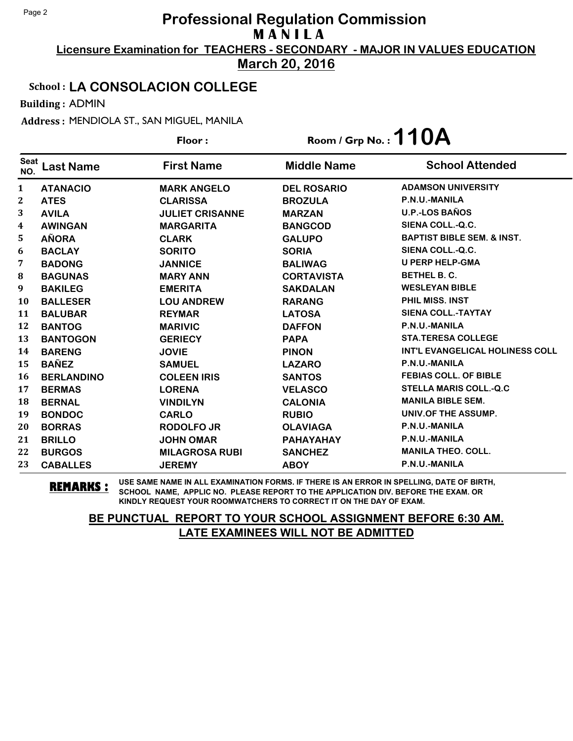# Professional Regulation Commission
## MANILA
**Licensure Examination for TEACHERS - SECONDARY - MAJOR IN VALUES EDUCATION**
**March 20, 2016**

**School : LA CONSOLACION COLLEGE**

**Building :** ADMIN

**Address :** MENDIOLA ST., SAN MIGUEL, MANILA

**Floor :** **Room / Grp No. : 110A**

| Seat NO. | Last Name | First Name | Middle Name | School Attended |
|---|---|---|---|---|
| 1 | ATANACIO | MARK ANGELO | DEL ROSARIO | ADAMSON UNIVERSITY |
| 2 | ATES | CLARISSA | BROZULA | P.N.U.-MANILA |
| 3 | AVILA | JULIET CRISANNE | MARZAN | U.P.-LOS BAÑOS |
| 4 | AWINGAN | MARGARITA | BANGCOD | SIENA COLL.-Q.C. |
| 5 | AÑORA | CLARK | GALUPO | BAPTIST BIBLE SEM. & INST. |
| 6 | BACLAY | SORITO | SORIA | SIENA COLL.-Q.C. |
| 7 | BADONG | JANNICE | BALIWAG | U PERP HELP-GMA |
| 8 | BAGUNAS | MARY ANN | CORTAVISTA | BETHEL B. C. |
| 9 | BAKILEG | EMERITA | SAKDALAN | WESLEYAN BIBLE |
| 10 | BALLESER | LOU ANDREW | RARANG | PHIL MISS. INST |
| 11 | BALUBAR | REYMAR | LATOSA | SIENA COLL.-TAYTAY |
| 12 | BANTOG | MARIVIC | DAFFON | P.N.U.-MANILA |
| 13 | BANTOGON | GERIECY | PAPA | STA.TERESA COLLEGE |
| 14 | BARENG | JOVIE | PINON | INT'L EVANGELICAL HOLINESS COLL |
| 15 | BAÑEZ | SAMUEL | LAZARO | P.N.U.-MANILA |
| 16 | BERLANDINO | COLEEN IRIS | SANTOS | FEBIAS COLL. OF BIBLE |
| 17 | BERMAS | LORENA | VELASCO | STELLA MARIS COLL.-Q.C |
| 18 | BERNAL | VINDILYN | CALONIA | MANILA BIBLE SEM. |
| 19 | BONDOC | CARLO | RUBIO | UNIV.OF THE ASSUMP. |
| 20 | BORRAS | RODOLFO JR | OLAVIAGA | P.N.U.-MANILA |
| 21 | BRILLO | JOHN OMAR | PAHAYAHAY | P.N.U.-MANILA |
| 22 | BURGOS | MILAGROSA RUBI | SANCHEZ | MANILA THEO. COLL. |
| 23 | CABALLES | JEREMY | ABOY | P.N.U.-MANILA |

**REMARKS :** USE SAME NAME IN ALL EXAMINATION FORMS. IF THERE IS AN ERROR IN SPELLING, DATE OF BIRTH, SCHOOL NAME, APPLIC NO. PLEASE REPORT TO THE APPLICATION DIV. BEFORE THE EXAM. OR KINDLY REQUEST YOUR ROOMWATCHERS TO CORRECT IT ON THE DAY OF EXAM.

**BE PUNCTUAL REPORT TO YOUR SCHOOL ASSIGNMENT BEFORE 6:30 AM.**
**LATE EXAMINEES WILL NOT BE ADMITTED**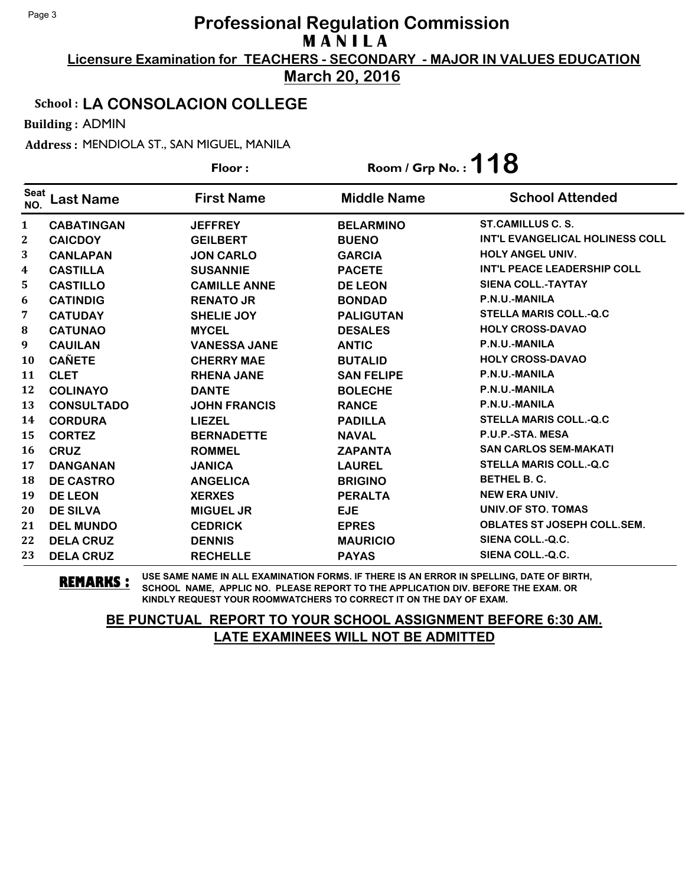# Professional Regulation Commission

## M A N I L A

**Licensure Examination for TEACHERS - SECONDARY - MAJOR IN VALUES EDUCATION**

**March 20, 2016**

**School : LA CONSOLACION COLLEGE**

**Building :** ADMIN

**Address :** MENDIOLA ST., SAN MIGUEL, MANILA

**Floor :** 

**Room / Grp No. : 118**

| Seat NO. | Last Name | First Name | Middle Name | School Attended |
|---|---|---|---|---|
| 1 | CABATINGAN | JEFFREY | BELARMINO | ST.CAMILLUS C. S. |
| 2 | CAICDOY | GEILBERT | BUENO | INT'L EVANGELICAL HOLINESS COLL |
| 3 | CANLAPAN | JON CARLO | GARCIA | HOLY ANGEL UNIV. |
| 4 | CASTILLA | SUSANNIE | PACETE | INT'L PEACE LEADERSHIP COLL |
| 5 | CASTILLO | CAMILLE ANNE | DE LEON | SIENA COLL.-TAYTAY |
| 6 | CATINDIG | RENATO JR | BONDAD | P.N.U.-MANILA |
| 7 | CATUDAY | SHELIE JOY | PALIGUTAN | STELLA MARIS COLL.-Q.C |
| 8 | CATUNAO | MYCEL | DESALES | HOLY CROSS-DAVAO |
| 9 | CAUILAN | VANESSA JANE | ANTIC | P.N.U.-MANILA |
| 10 | CAÑETE | CHERRY MAE | BUTALID | HOLY CROSS-DAVAO |
| 11 | CLET | RHENA JANE | SAN FELIPE | P.N.U.-MANILA |
| 12 | COLINAYO | DANTE | BOLECHE | P.N.U.-MANILA |
| 13 | CONSULTADO | JOHN FRANCIS | RANCE | P.N.U.-MANILA |
| 14 | CORDURA | LIEZEL | PADILLA | STELLA MARIS COLL.-Q.C |
| 15 | CORTEZ | BERNADETTE | NAVAL | P.U.P.-STA. MESA |
| 16 | CRUZ | ROMMEL | ZAPANTA | SAN CARLOS SEM-MAKATI |
| 17 | DANGANAN | JANICA | LAUREL | STELLA MARIS COLL.-Q.C |
| 18 | DE CASTRO | ANGELICA | BRIGINO | BETHEL B. C. |
| 19 | DE LEON | XERXES | PERALTA | NEW ERA UNIV. |
| 20 | DE SILVA | MIGUEL JR | EJE | UNIV.OF STO. TOMAS |
| 21 | DEL MUNDO | CEDRICK | EPRES | OBLATES ST JOSEPH COLL.SEM. |
| 22 | DELA CRUZ | DENNIS | MAURICIO | SIENA COLL.-Q.C. |
| 23 | DELA CRUZ | RECHELLE | PAYAS | SIENA COLL.-Q.C. |

**REMARKS :** USE SAME NAME IN ALL EXAMINATION FORMS. IF THERE IS AN ERROR IN SPELLING, DATE OF BIRTH, SCHOOL NAME, APPLIC NO. PLEASE REPORT TO THE APPLICATION DIV. BEFORE THE EXAM. OR KINDLY REQUEST YOUR ROOMWATCHERS TO CORRECT IT ON THE DAY OF EXAM.

**BE PUNCTUAL REPORT TO YOUR SCHOOL ASSIGNMENT BEFORE 6:30 AM. LATE EXAMINEES WILL NOT BE ADMITTED**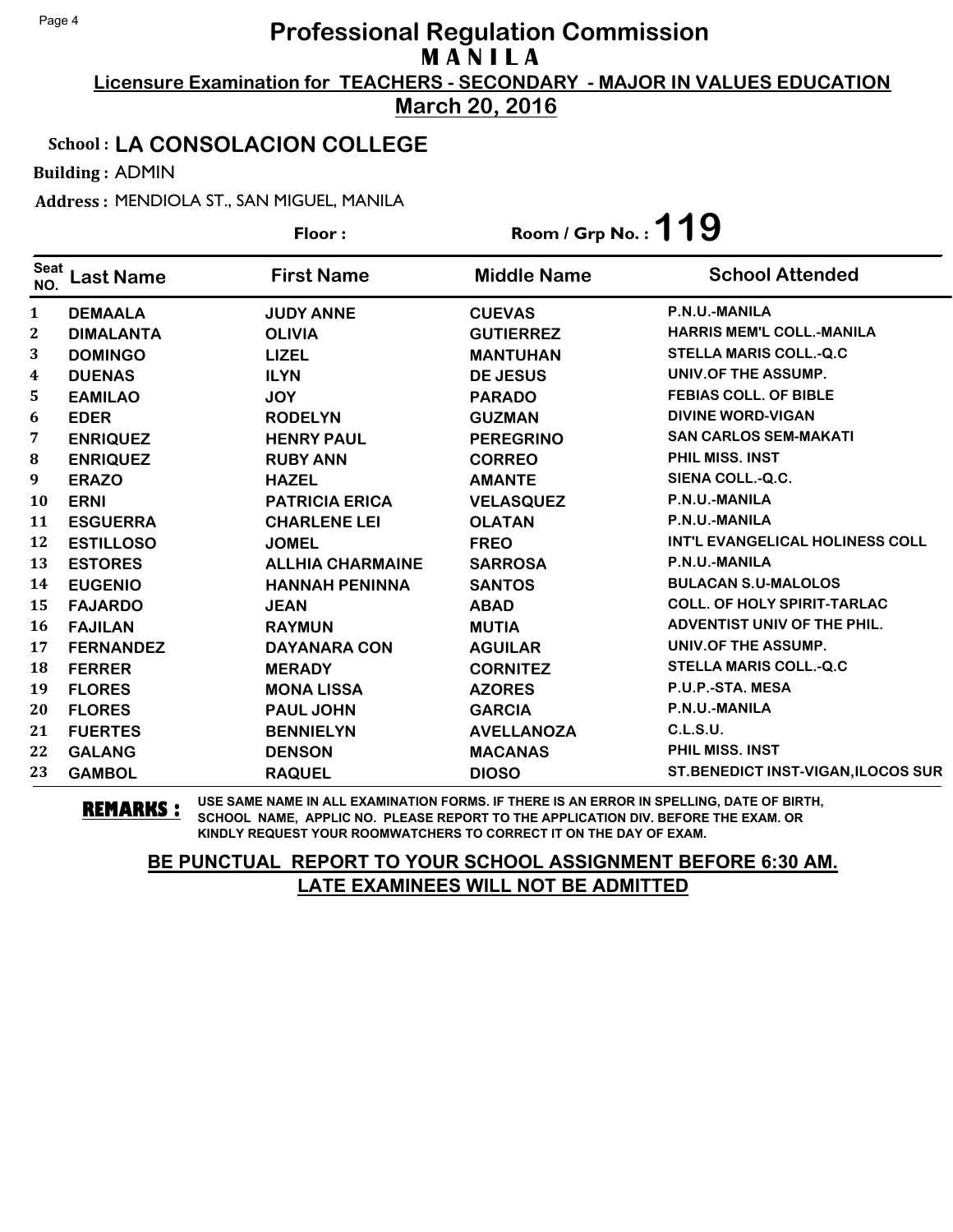# Professional Regulation Commission
## M A N I L A

**Licensure Examination for TEACHERS - SECONDARY - MAJOR IN VALUES EDUCATION**

**March 20, 2016**

**School : LA CONSOLACION COLLEGE**

**Building :** ADMIN

**Address :** MENDIOLA ST., SAN MIGUEL, MANILA

**Floor :**

**Room / Grp No. : 119**

| Seat NO. | Last Name | First Name | Middle Name | School Attended |
|---|---|---|---|---|
| 1 | DEMAALA | JUDY ANNE | CUEVAS | P.N.U.-MANILA |
| 2 | DIMALANTA | OLIVIA | GUTIERREZ | HARRIS MEM'L COLL.-MANILA |
| 3 | DOMINGO | LIZEL | MANTUHAN | STELLA MARIS COLL.-Q.C |
| 4 | DUENAS | ILYN | DE JESUS | UNIV.OF THE ASSUMP. |
| 5 | EAMILAO | JOY | PARADO | FEBIAS COLL. OF BIBLE |
| 6 | EDER | RODELYN | GUZMAN | DIVINE WORD-VIGAN |
| 7 | ENRIQUEZ | HENRY PAUL | PEREGRINO | SAN CARLOS SEM-MAKATI |
| 8 | ENRIQUEZ | RUBY ANN | CORREO | PHIL MISS. INST |
| 9 | ERAZO | HAZEL | AMANTE | SIENA COLL.-Q.C. |
| 10 | ERNI | PATRICIA ERICA | VELASQUEZ | P.N.U.-MANILA |
| 11 | ESGUERRA | CHARLENE LEI | OLATAN | P.N.U.-MANILA |
| 12 | ESTILLOSO | JOMEL | FREO | INT'L EVANGELICAL HOLINESS COLL |
| 13 | ESTORES | ALLHIA CHARMAINE | SARROSA | P.N.U.-MANILA |
| 14 | EUGENIO | HANNAH PENINNA | SANTOS | BULACAN S.U-MALOLOS |
| 15 | FAJARDO | JEAN | ABAD | COLL. OF HOLY SPIRIT-TARLAC |
| 16 | FAJILAN | RAYMUN | MUTIA | ADVENTIST UNIV OF THE PHIL. |
| 17 | FERNANDEZ | DAYANARA CON | AGUILAR | UNIV.OF THE ASSUMP. |
| 18 | FERRER | MERADY | CORNITEZ | STELLA MARIS COLL.-Q.C |
| 19 | FLORES | MONA LISSA | AZORES | P.U.P.-STA. MESA |
| 20 | FLORES | PAUL JOHN | GARCIA | P.N.U.-MANILA |
| 21 | FUERTES | BENNIELYN | AVELLANOZA | C.L.S.U. |
| 22 | GALANG | DENSON | MACANAS | PHIL MISS. INST |
| 23 | GAMBOL | RAQUEL | DIOSO | ST.BENEDICT INST-VIGAN,ILOCOS SUR |

**REMARKS :** USE SAME NAME IN ALL EXAMINATION FORMS. IF THERE IS AN ERROR IN SPELLING, DATE OF BIRTH, SCHOOL NAME, APPLIC NO. PLEASE REPORT TO THE APPLICATION DIV. BEFORE THE EXAM. OR KINDLY REQUEST YOUR ROOMWATCHERS TO CORRECT IT ON THE DAY OF EXAM.

**BE PUNCTUAL REPORT TO YOUR SCHOOL ASSIGNMENT BEFORE 6:30 AM. LATE EXAMINEES WILL NOT BE ADMITTED**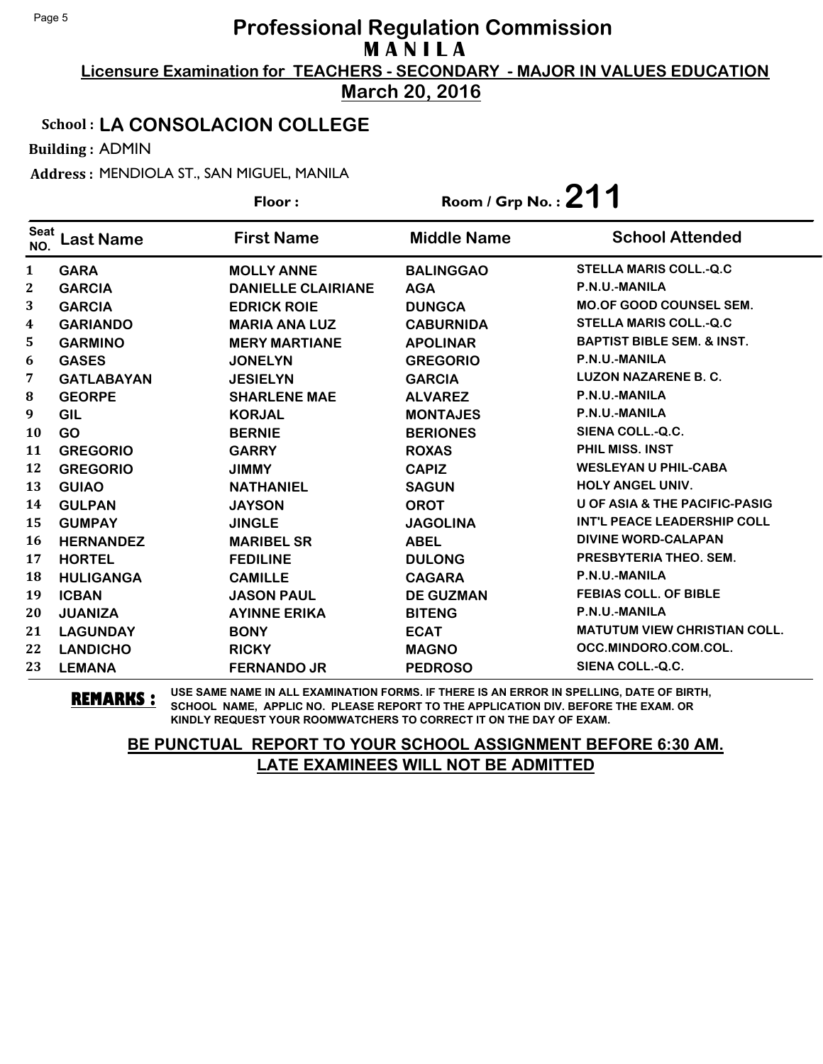# Professional Regulation Commission

**MANILA**

**Licensure Examination for TEACHERS - SECONDARY - MAJOR IN VALUES EDUCATION**

**March 20, 2016**

**School : LA CONSOLACION COLLEGE**

**Building :** ADMIN

**Address :** MENDIOLA ST., SAN MIGUEL, MANILA

**Floor :** **Room / Grp No. : 211**

| Seat NO. | Last Name | First Name | Middle Name | School Attended |
|---|---|---|---|---|
| 1 | GARA | MOLLY ANNE | BALINGGAO | STELLA MARIS COLL.-Q.C |
| 2 | GARCIA | DANIELLE CLAIRIANE | AGA | P.N.U.-MANILA |
| 3 | GARCIA | EDRICK ROIE | DUNGCA | MO.OF GOOD COUNSEL SEM. |
| 4 | GARIANDO | MARIA ANA LUZ | CABURNIDA | STELLA MARIS COLL.-Q.C |
| 5 | GARMINO | MERY MARTIANE | APOLINAR | BAPTIST BIBLE SEM. & INST. |
| 6 | GASES | JONELYN | GREGORIO | P.N.U.-MANILA |
| 7 | GATLABAYAN | JESIELYN | GARCIA | LUZON NAZARENE B. C. |
| 8 | GEORPE | SHARLENE MAE | ALVAREZ | P.N.U.-MANILA |
| 9 | GIL | KORJAL | MONTAJES | P.N.U.-MANILA |
| 10 | GO | BERNIE | BERIONES | SIENA COLL.-Q.C. |
| 11 | GREGORIO | GARRY | ROXAS | PHIL MISS. INST |
| 12 | GREGORIO | JIMMY | CAPIZ | WESLEYAN U PHIL-CABA |
| 13 | GUIAO | NATHANIEL | SAGUN | HOLY ANGEL UNIV. |
| 14 | GULPAN | JAYSON | OROT | U OF ASIA & THE PACIFIC-PASIG |
| 15 | GUMPAY | JINGLE | JAGOLINA | INT'L PEACE LEADERSHIP COLL |
| 16 | HERNANDEZ | MARIBEL SR | ABEL | DIVINE WORD-CALAPAN |
| 17 | HORTEL | FEDILINE | DULONG | PRESBYTERIA THEO. SEM. |
| 18 | HULIGANGA | CAMILLE | CAGARA | P.N.U.-MANILA |
| 19 | ICBAN | JASON PAUL | DE GUZMAN | FEBIAS COLL. OF BIBLE |
| 20 | JUANIZA | AYINNE ERIKA | BITENG | P.N.U.-MANILA |
| 21 | LAGUNDAY | BONY | ECAT | MATUTUM VIEW CHRISTIAN COLL. |
| 22 | LANDICHO | RICKY | MAGNO | OCC.MINDORO.COM.COL. |
| 23 | LEMANA | FERNANDO JR | PEDROSO | SIENA COLL.-Q.C. |

**REMARKS :** USE SAME NAME IN ALL EXAMINATION FORMS. IF THERE IS AN ERROR IN SPELLING, DATE OF BIRTH, SCHOOL NAME, APPLIC NO. PLEASE REPORT TO THE APPLICATION DIV. BEFORE THE EXAM. OR KINDLY REQUEST YOUR ROOMWATCHERS TO CORRECT IT ON THE DAY OF EXAM.

**BE PUNCTUAL REPORT TO YOUR SCHOOL ASSIGNMENT BEFORE 6:30 AM. LATE EXAMINEES WILL NOT BE ADMITTED**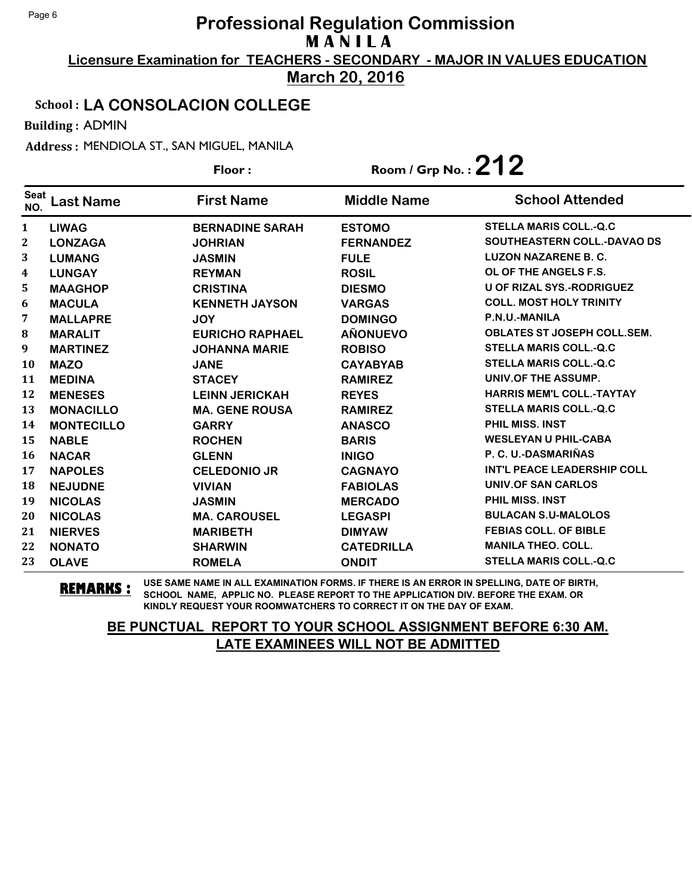# Professional Regulation Commission
## M A N I L A

**Licensure Examination for TEACHERS - SECONDARY - MAJOR IN VALUES EDUCATION**

**March 20, 2016**

**School : LA CONSOLACION COLLEGE**

**Building :** ADMIN

**Address :** MENDIOLA ST., SAN MIGUEL, MANILA

**Floor :** 

**Room / Grp No. : 212**

| Seat NO. | Last Name | First Name | Middle Name | School Attended |
|---|---|---|---|---|
| 1 | LIWAG | BERNADINE SARAH | ESTOMO | STELLA MARIS COLL.-Q.C |
| 2 | LONZAGA | JOHRIAN | FERNANDEZ | SOUTHEASTERN COLL.-DAVAO DS |
| 3 | LUMANG | JASMIN | FULE | LUZON NAZARENE B. C. |
| 4 | LUNGAY | REYMAN | ROSIL | OL OF THE ANGELS F.S. |
| 5 | MAAGHOP | CRISTINA | DIESMO | U OF RIZAL SYS.-RODRIGUEZ |
| 6 | MACULA | KENNETH JAYSON | VARGAS | COLL. MOST HOLY TRINITY |
| 7 | MALLAPRE | JOY | DOMINGO | P.N.U.-MANILA |
| 8 | MARALIT | EURICHO RAPHAEL | AÑONUEVO | OBLATES ST JOSEPH COLL.SEM. |
| 9 | MARTINEZ | JOHANNA MARIE | ROBISO | STELLA MARIS COLL.-Q.C |
| 10 | MAZO | JANE | CAYABYAB | STELLA MARIS COLL.-Q.C |
| 11 | MEDINA | STACEY | RAMIREZ | UNIV.OF THE ASSUMP. |
| 12 | MENESES | LEINN JERICKAH | REYES | HARRIS MEM'L COLL.-TAYTAY |
| 13 | MONACILLO | MA. GENE ROUSA | RAMIREZ | STELLA MARIS COLL.-Q.C |
| 14 | MONTECILLO | GARRY | ANASCO | PHIL MISS. INST |
| 15 | NABLE | ROCHEN | BARIS | WESLEYAN U PHIL-CABA |
| 16 | NACAR | GLENN | INIGO | P. C. U.-DASMARIÑAS |
| 17 | NAPOLES | CELEDONIO JR | CAGNAYO | INT'L PEACE LEADERSHIP COLL |
| 18 | NEJUDNE | VIVIAN | FABIOLAS | UNIV.OF SAN CARLOS |
| 19 | NICOLAS | JASMIN | MERCADO | PHIL MISS. INST |
| 20 | NICOLAS | MA. CAROUSEL | LEGASPI | BULACAN S.U-MALOLOS |
| 21 | NIERVES | MARIBETH | DIMYAW | FEBIAS COLL. OF BIBLE |
| 22 | NONATO | SHARWIN | CATEDRILLA | MANILA THEO. COLL. |
| 23 | OLAVE | ROMELA | ONDIT | STELLA MARIS COLL.-Q.C |

**REMARKS :** USE SAME NAME IN ALL EXAMINATION FORMS. IF THERE IS AN ERROR IN SPELLING, DATE OF BIRTH, SCHOOL NAME, APPLIC NO. PLEASE REPORT TO THE APPLICATION DIV. BEFORE THE EXAM. OR KINDLY REQUEST YOUR ROOMWATCHERS TO CORRECT IT ON THE DAY OF EXAM.

**BE PUNCTUAL REPORT TO YOUR SCHOOL ASSIGNMENT BEFORE 6:30 AM.**
**LATE EXAMINEES WILL NOT BE ADMITTED**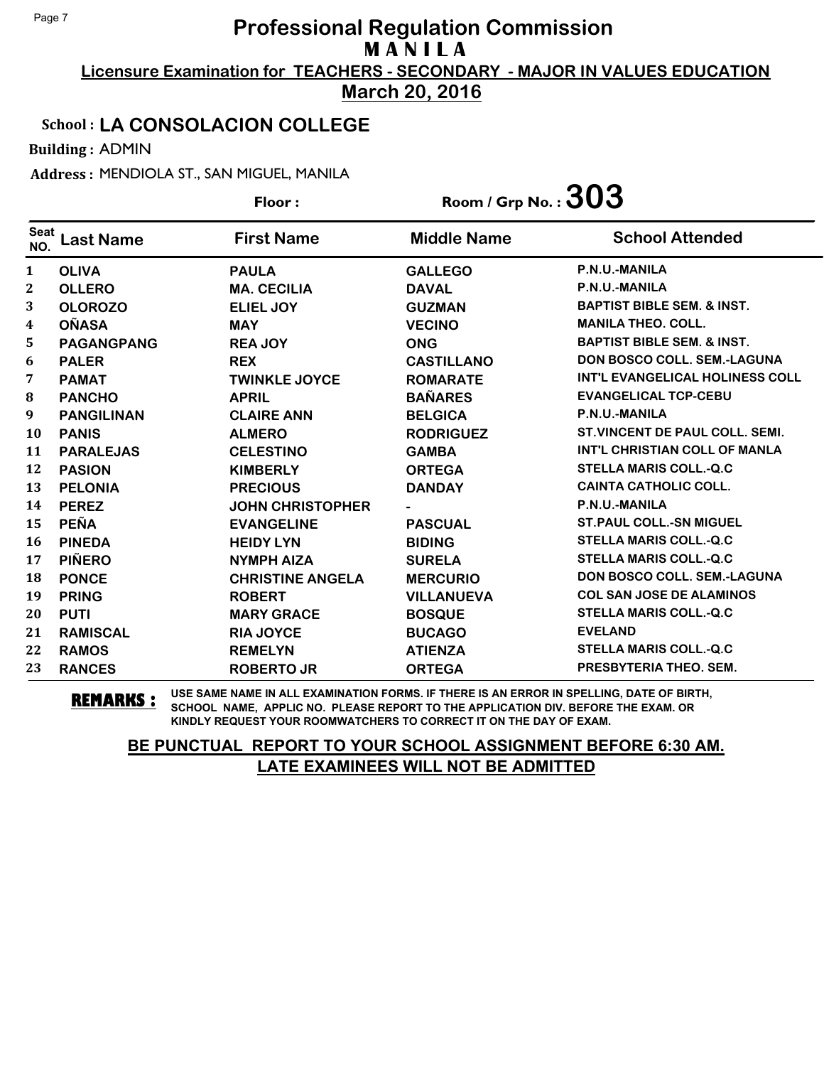# Professional Regulation Commission

## MANILA

**Licensure Examination for TEACHERS - SECONDARY - MAJOR IN VALUES EDUCATION**

**March 20, 2016**

**School : LA CONSOLACION COLLEGE**

**Building :** ADMIN

**Address :** MENDIOLA ST., SAN MIGUEL, MANILA

**Floor :** **Room / Grp No. : 303**

| Seat NO. | Last Name | First Name | Middle Name | School Attended |
|---|---|---|---|---|
| 1 | OLIVA | PAULA | GALLEGO | P.N.U.-MANILA |
| 2 | OLLERO | MA. CECILIA | DAVAL | P.N.U.-MANILA |
| 3 | OLOROZO | ELIEL JOY | GUZMAN | BAPTIST BIBLE SEM. & INST. |
| 4 | OÑASA | MAY | VECINO | MANILA THEO. COLL. |
| 5 | PAGANGPANG | REA JOY | ONG | BAPTIST BIBLE SEM. & INST. |
| 6 | PALER | REX | CASTILLANO | DON BOSCO COLL. SEM.-LAGUNA |
| 7 | PAMAT | TWINKLE JOYCE | ROMARATE | INT'L EVANGELICAL HOLINESS COLL |
| 8 | PANCHO | APRIL | BAÑARES | EVANGELICAL TCP-CEBU |
| 9 | PANGILINAN | CLAIRE ANN | BELGICA | P.N.U.-MANILA |
| 10 | PANIS | ALMERO | RODRIGUEZ | ST.VINCENT DE PAUL COLL. SEMI. |
| 11 | PARALEJAS | CELESTINO | GAMBA | INT'L CHRISTIAN COLL OF MANLA |
| 12 | PASION | KIMBERLY | ORTEGA | STELLA MARIS COLL.-Q.C |
| 13 | PELONIA | PRECIOUS | DANDAY | CAINTA CATHOLIC COLL. |
| 14 | PEREZ | JOHN CHRISTOPHER | - | P.N.U.-MANILA |
| 15 | PEÑA | EVANGELINE | PASCUAL | ST.PAUL COLL.-SN MIGUEL |
| 16 | PINEDA | HEIDY LYN | BIDING | STELLA MARIS COLL.-Q.C |
| 17 | PIÑERO | NYMPH AIZA | SURELA | STELLA MARIS COLL.-Q.C |
| 18 | PONCE | CHRISTINE ANGELA | MERCURIO | DON BOSCO COLL. SEM.-LAGUNA |
| 19 | PRING | ROBERT | VILLANUEVA | COL SAN JOSE DE ALAMINOS |
| 20 | PUTI | MARY GRACE | BOSQUE | STELLA MARIS COLL.-Q.C |
| 21 | RAMISCAL | RIA JOYCE | BUCAGO | EVELAND |
| 22 | RAMOS | REMELYN | ATIENZA | STELLA MARIS COLL.-Q.C |
| 23 | RANCES | ROBERTO JR | ORTEGA | PRESBYTERIA THEO. SEM. |

**REMARKS :** USE SAME NAME IN ALL EXAMINATION FORMS. IF THERE IS AN ERROR IN SPELLING, DATE OF BIRTH, SCHOOL NAME, APPLIC NO. PLEASE REPORT TO THE APPLICATION DIV. BEFORE THE EXAM. OR KINDLY REQUEST YOUR ROOMWATCHERS TO CORRECT IT ON THE DAY OF EXAM.

**BE PUNCTUAL REPORT TO YOUR SCHOOL ASSIGNMENT BEFORE 6:30 AM.**
**LATE EXAMINEES WILL NOT BE ADMITTED**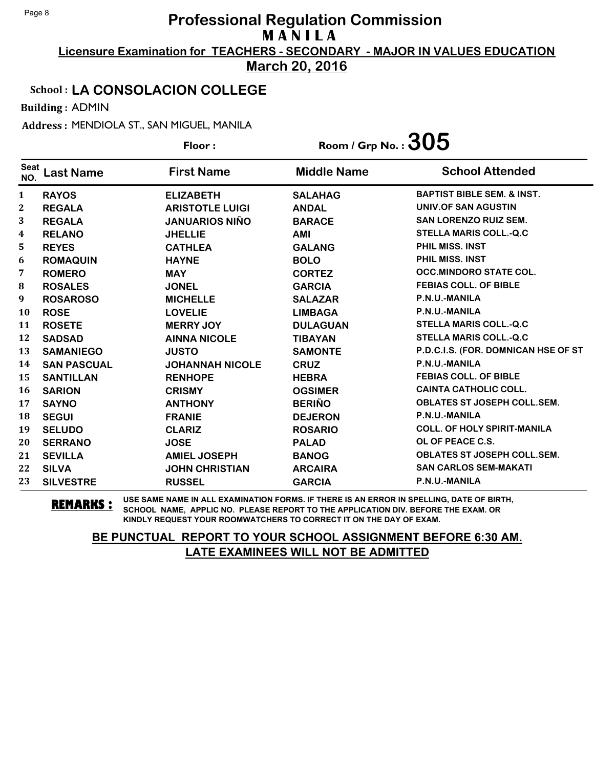# Professional Regulation Commission

## M A N I L A

**Licensure Examination for TEACHERS - SECONDARY - MAJOR IN VALUES EDUCATION**

**March 20, 2016**

**School : LA CONSOLACION COLLEGE**

**Building :** ADMIN

**Address :** MENDIOLA ST., SAN MIGUEL, MANILA

**Floor :**

**Room / Grp No. : 305**

| Seat NO. | Last Name | First Name | Middle Name | School Attended |
|---|---|---|---|---|
| 1 | RAYOS | ELIZABETH | SALAHAG | BAPTIST BIBLE SEM. & INST. |
| 2 | REGALA | ARISTOTLE LUIGI | ANDAL | UNIV.OF SAN AGUSTIN |
| 3 | REGALA | JANUARIOS NIÑO | BARACE | SAN LORENZO RUIZ SEM. |
| 4 | RELANO | JHELLIE | AMI | STELLA MARIS COLL.-Q.C |
| 5 | REYES | CATHLEA | GALANG | PHIL MISS. INST |
| 6 | ROMAQUIN | HAYNE | BOLO | PHIL MISS. INST |
| 7 | ROMERO | MAY | CORTEZ | OCC.MINDORO STATE COL. |
| 8 | ROSALES | JONEL | GARCIA | FEBIAS COLL. OF BIBLE |
| 9 | ROSAROSO | MICHELLE | SALAZAR | P.N.U.-MANILA |
| 10 | ROSE | LOVELIE | LIMBAGA | P.N.U.-MANILA |
| 11 | ROSETE | MERRY JOY | DULAGUAN | STELLA MARIS COLL.-Q.C |
| 12 | SADSAD | AINNA NICOLE | TIBAYAN | STELLA MARIS COLL.-Q.C |
| 13 | SAMANIEGO | JUSTO | SAMONTE | P.D.C.I.S. (FOR. DOMNICAN HSE OF ST |
| 14 | SAN PASCUAL | JOHANNAH NICOLE | CRUZ | P.N.U.-MANILA |
| 15 | SANTILLAN | RENHOPE | HEBRA | FEBIAS COLL. OF BIBLE |
| 16 | SARION | CRISMY | OGSIMER | CAINTA CATHOLIC COLL. |
| 17 | SAYNO | ANTHONY | BERIÑO | OBLATES ST JOSEPH COLL.SEM. |
| 18 | SEGUI | FRANIE | DEJERON | P.N.U.-MANILA |
| 19 | SELUDO | CLARIZ | ROSARIO | COLL. OF HOLY SPIRIT-MANILA |
| 20 | SERRANO | JOSE | PALAD | OL OF PEACE C.S. |
| 21 | SEVILLA | AMIEL JOSEPH | BANOG | OBLATES ST JOSEPH COLL.SEM. |
| 22 | SILVA | JOHN CHRISTIAN | ARCAIRA | SAN CARLOS SEM-MAKATI |
| 23 | SILVESTRE | RUSSEL | GARCIA | P.N.U.-MANILA |

**REMARKS :** USE SAME NAME IN ALL EXAMINATION FORMS. IF THERE IS AN ERROR IN SPELLING, DATE OF BIRTH, SCHOOL NAME, APPLIC NO. PLEASE REPORT TO THE APPLICATION DIV. BEFORE THE EXAM. OR KINDLY REQUEST YOUR ROOMWATCHERS TO CORRECT IT ON THE DAY OF EXAM.

**BE PUNCTUAL REPORT TO YOUR SCHOOL ASSIGNMENT BEFORE 6:30 AM. LATE EXAMINEES WILL NOT BE ADMITTED**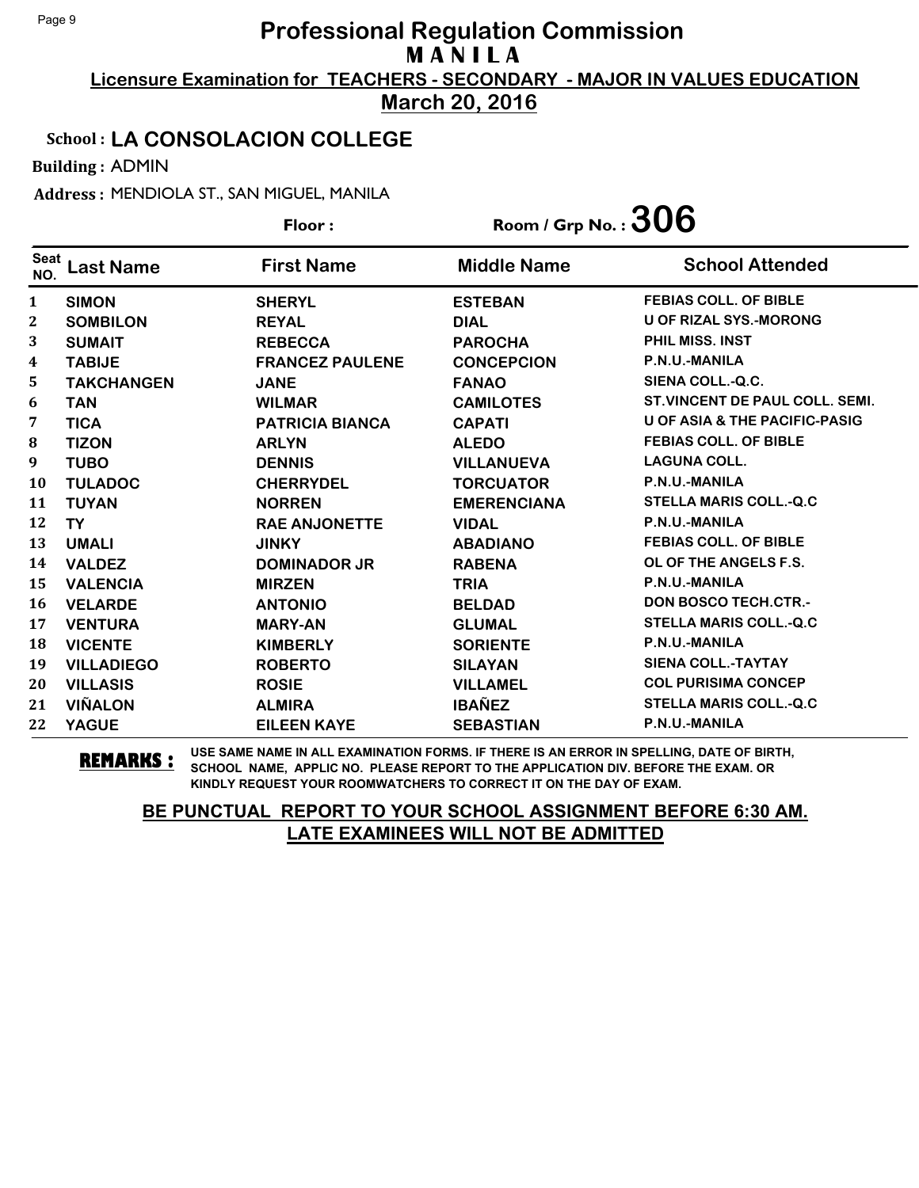# Professional Regulation Commission
## MANILA
**Licensure Examination for TEACHERS - SECONDARY - MAJOR IN VALUES EDUCATION**
**March 20, 2016**

**School : LA CONSOLACION COLLEGE**

**Building :** ADMIN

**Address :** MENDIOLA ST., SAN MIGUEL, MANILA

**Floor :** **Room / Grp No. : 306**

| Seat NO. | Last Name | First Name | Middle Name | School Attended |
|---|---|---|---|---|
| 1 | SIMON | SHERYL | ESTEBAN | FEBIAS COLL. OF BIBLE |
| 2 | SOMBILON | REYAL | DIAL | U OF RIZAL SYS.-MORONG |
| 3 | SUMAIT | REBECCA | PAROCHA | PHIL MISS. INST |
| 4 | TABIJE | FRANCEZ PAULENE | CONCEPCION | P.N.U.-MANILA |
| 5 | TAKCHANGEN | JANE | FANAO | SIENA COLL.-Q.C. |
| 6 | TAN | WILMAR | CAMILOTES | ST.VINCENT DE PAUL COLL. SEMI. |
| 7 | TICA | PATRICIA BIANCA | CAPATI | U OF ASIA & THE PACIFIC-PASIG |
| 8 | TIZON | ARLYN | ALEDO | FEBIAS COLL. OF BIBLE |
| 9 | TUBO | DENNIS | VILLANUEVA | LAGUNA COLL. |
| 10 | TULADOC | CHERRYDEL | TORCUATOR | P.N.U.-MANILA |
| 11 | TUYAN | NORREN | EMERENCIANA | STELLA MARIS COLL.-Q.C |
| 12 | TY | RAE ANJONETTE | VIDAL | P.N.U.-MANILA |
| 13 | UMALI | JINKY | ABADIANO | FEBIAS COLL. OF BIBLE |
| 14 | VALDEZ | DOMINADOR JR | RABENA | OL OF THE ANGELS F.S. |
| 15 | VALENCIA | MIRZEN | TRIA | P.N.U.-MANILA |
| 16 | VELARDE | ANTONIO | BELDAD | DON BOSCO TECH.CTR.- |
| 17 | VENTURA | MARY-AN | GLUMAL | STELLA MARIS COLL.-Q.C |
| 18 | VICENTE | KIMBERLY | SORIENTE | P.N.U.-MANILA |
| 19 | VILLADIEGO | ROBERTO | SILAYAN | SIENA COLL.-TAYTAY |
| 20 | VILLASIS | ROSIE | VILLAMEL | COL PURISIMA CONCEP |
| 21 | VIÑALON | ALMIRA | IBAÑEZ | STELLA MARIS COLL.-Q.C |
| 22 | YAGUE | EILEEN KAYE | SEBASTIAN | P.N.U.-MANILA |

**REMARKS :** USE SAME NAME IN ALL EXAMINATION FORMS. IF THERE IS AN ERROR IN SPELLING, DATE OF BIRTH, SCHOOL NAME, APPLIC NO. PLEASE REPORT TO THE APPLICATION DIV. BEFORE THE EXAM. OR KINDLY REQUEST YOUR ROOMWATCHERS TO CORRECT IT ON THE DAY OF EXAM.

**BE PUNCTUAL REPORT TO YOUR SCHOOL ASSIGNMENT BEFORE 6:30 AM.**
**LATE EXAMINEES WILL NOT BE ADMITTED**